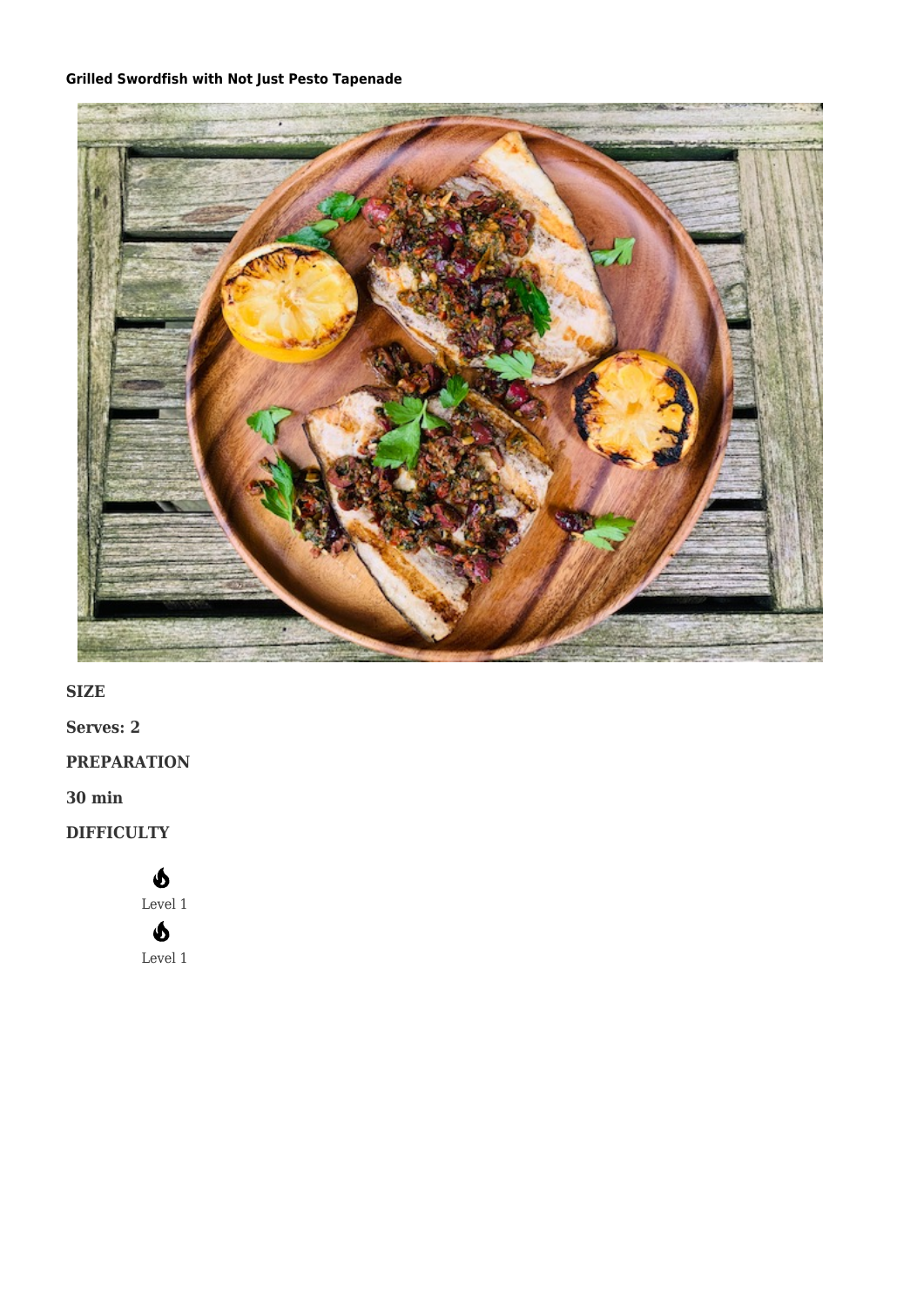# Grilled Swordfish with Not Just Pesto Tapenade

**SIZE**

**Serves: 2**

**PREPARATION**

**30 min**

**DIFFICULTY**

Level 1

Level 1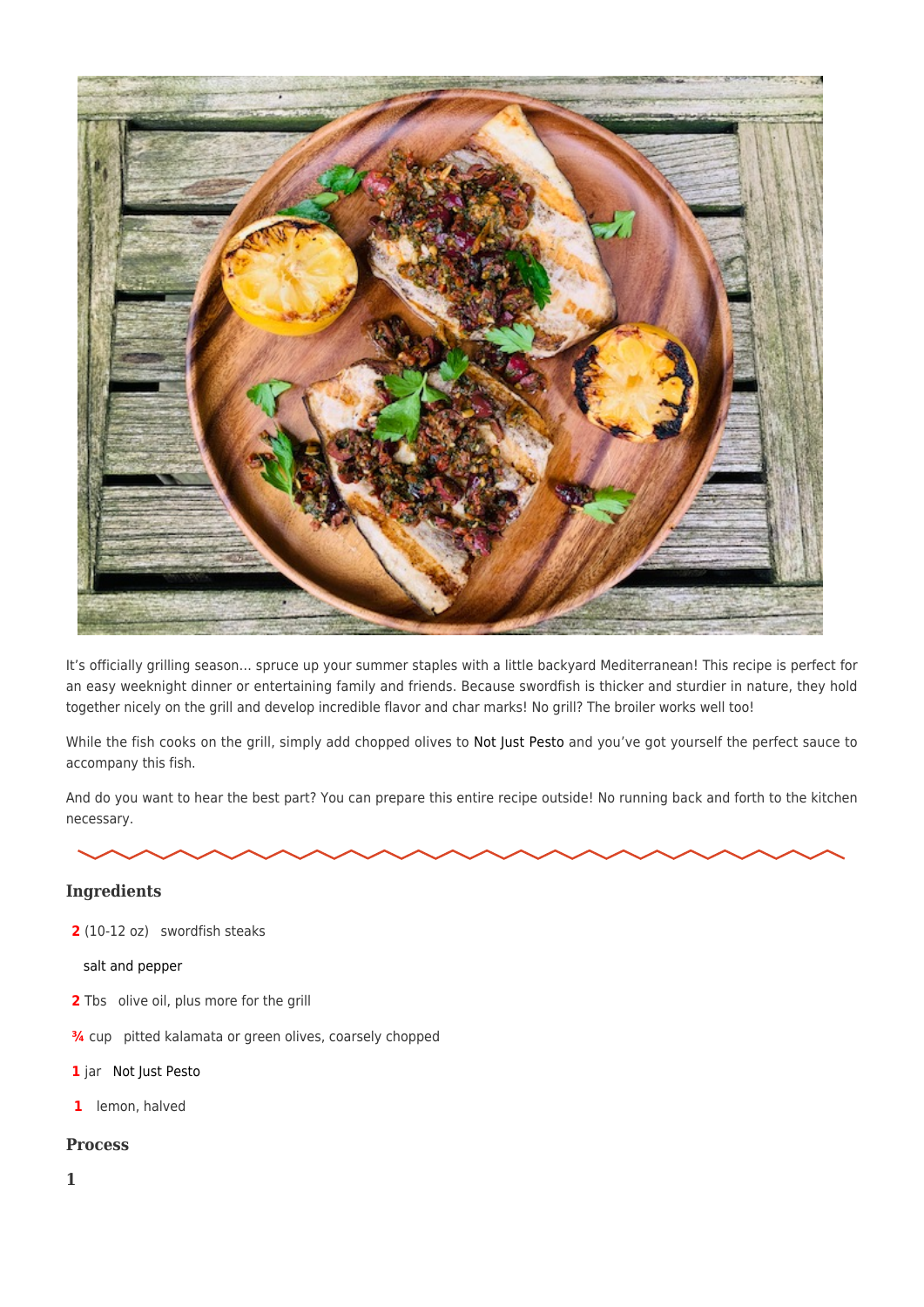It's officially grilling season… spruce up your summer staples with a little backyard Mediterranean! This recipe is perfect for an easy weeknight dinner or entertaining family and friends. Because swordfish is thicker and sturdier in nature, they hold together nicely on the grill and develop incredible flavor and char marks! No grill? The broiler works well too!

While the fish cooks on the grill, simply add chopped olives to Not Just Pesto and you've got yourself the perfect sauce to accompany this fish.

And do you want to hear the best part? You can prepare this entire recipe outside! No running back and forth to the kitchen necessary.

## Ingredients

- **2** (10-12 oz) swordfish steaks
- salt and pepper
- **2** Tbs olive oil, plus more for the grill
- **¾** cup pitted kalamata or green olives, coarsely chopped
- **1** jar Not Just Pesto
- **1** lemon, halved

## Process

**1**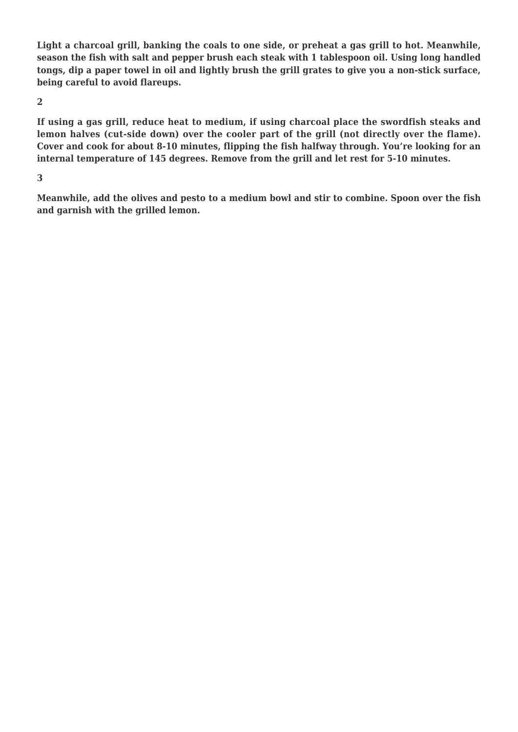**Light a charcoal grill, banking the coals to one side, or preheat a gas grill to hot. Meanwhile, season the fish with salt and pepper brush each steak with 1 tablespoon oil. Using long handled tongs, dip a paper towel in oil and lightly brush the grill grates to give you a non-stick surface, being careful to avoid flareups.**

**2**

**If using a gas grill, reduce heat to medium, if using charcoal place the swordfish steaks and lemon halves (cut-side down) over the cooler part of the grill (not directly over the flame). Cover and cook for about 8-10 minutes, flipping the fish halfway through. You're looking for an internal temperature of 145 degrees. Remove from the grill and let rest for 5-10 minutes.**

**3**

**Meanwhile, add the olives and pesto to a medium bowl and stir to combine. Spoon over the fish and garnish with the grilled lemon.**